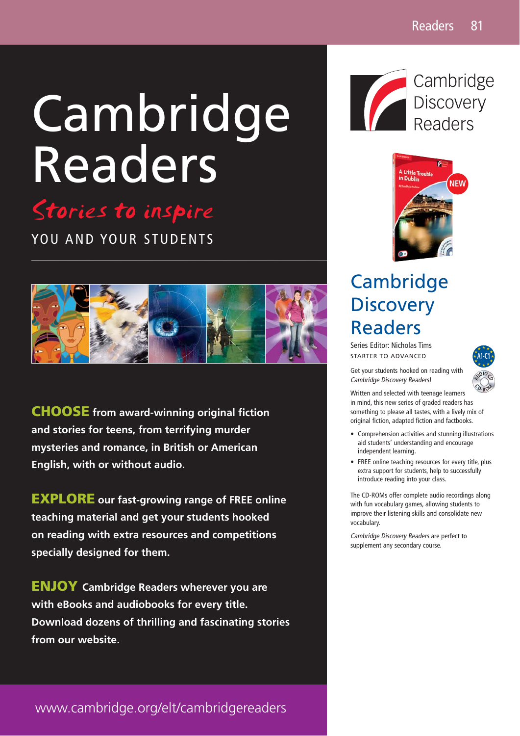# Cambridge Readers

*Stories to inspire*

YOU AND YOUR STUDENTS

**CHOOSE** **from award-winning original fiction and stories for teens, from terrifying murder mysteries and romance, in British or American English, with or without audio.**

**EXPLORE** **our fast-growing range of FREE online teaching material and get your students hooked on reading with extra resources and competitions specially designed for them.**

**ENJOY** **Cambridge Readers wherever you are with eBooks and audiobooks for every title. Download dozens of thrilling and fascinating stories from our website.**

www.cambridge.org/elt/cambridgereaders

Cambridge Discovery Readers

## Cambridge Discovery Readers

Series Editor: Nicholas Tims

STARTER TO ADVANCED

A1-C1

AUDIO CD CD-ROM

Get your students hooked on reading with *Cambridge Discovery Readers*!

Written and selected with teenage learners in mind, this new series of graded readers has something to please all tastes, with a lively mix of original fiction, adapted fiction and factbooks.

- Comprehension activities and stunning illustrations aid students' understanding and encourage independent learning.
- FREE online teaching resources for every title, plus extra support for students, help to successfully introduce reading into your class.

The CD-ROMs offer complete audio recordings along with fun vocabulary games, allowing students to improve their listening skills and consolidate new vocabulary.

*Cambridge Discovery Readers* are perfect to supplement any secondary course.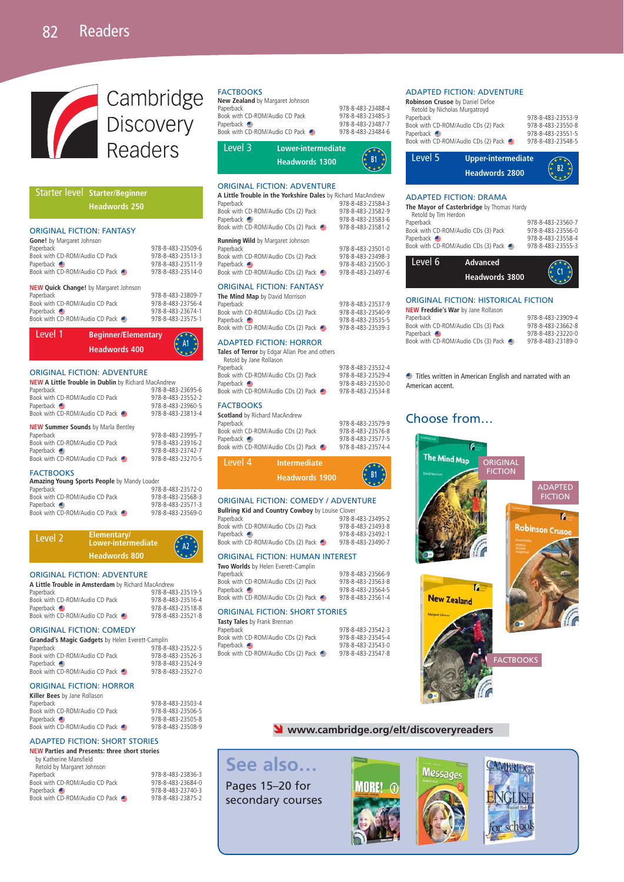# Cambridge Discovery Readers

## Starter level — Starter/Beginner — Headwords 250

### ORIGINAL FICTION: FANTASY

**Gone!** by Margaret Johnson

| | |
|---|---|
| Paperback | 978-8-483-23509-6 |
| Book with CD-ROM/Audio CD Pack | 978-8-483-23513-3 |
| Paperback 🇺🇸 | 978-8-483-23511-9 |
| Book with CD-ROM/Audio CD Pack 🇺🇸 | 978-8-483-23514-0 |

**NEW Quick Change!** by Margaret Johnson

| | |
|---|---|
| Paperback | 978-8-483-23809-7 |
| Book with CD-ROM/Audio CD Pack | 978-8-483-23756-4 |
| Paperback 🇺🇸 | 978-8-483-23674-1 |
| Book with CD-ROM/Audio CD Pack 🇺🇸 | 978-8-483-23575-1 |

## Level 1 — Beginner/Elementary — Headwords 400 — A1

### ORIGINAL FICTION: ADVENTURE

**NEW A Little Trouble in Dublin** by Richard MacAndrew

| | |
|---|---|
| Paperback | 978-8-483-23695-6 |
| Book with CD-ROM/Audio CD Pack | 978-8-483-23552-2 |
| Paperback 🇺🇸 | 978-8-483-23960-5 |
| Book with CD-ROM/Audio CD Pack 🇺🇸 | 978-8-483-23813-4 |

**NEW Summer Sounds** by Marla Bentley

| | |
|---|---|
| Paperback | 978-8-483-23995-7 |
| Book with CD-ROM/Audio CD Pack | 978-8-483-23916-2 |
| Paperback 🇺🇸 | 978-8-483-23742-7 |
| Book with CD-ROM/Audio CD Pack 🇺🇸 | 978-8-483-23270-5 |

### FACTBOOKS

**Amazing Young Sports People** by Mandy Loader

| | |
|---|---|
| Paperback | 978-8-483-23572-0 |
| Book with CD-ROM/Audio CD Pack | 978-8-483-23568-3 |
| Paperback 🇺🇸 | 978-8-483-23571-3 |
| Book with CD-ROM/Audio CD Pack 🇺🇸 | 978-8-483-23569-0 |

## Level 2 — Elementary/Lower-intermediate — Headwords 800 — A2

### ORIGINAL FICTION: ADVENTURE

**A Little Trouble in Amsterdam** by Richard MacAndrew

| | |
|---|---|
| Paperback | 978-8-483-23519-5 |
| Book with CD-ROM/Audio CD Pack | 978-8-483-23516-4 |
| Paperback 🇺🇸 | 978-8-483-23518-8 |
| Book with CD-ROM/Audio CD Pack 🇺🇸 | 978-8-483-23521-8 |

### ORIGINAL FICTION: COMEDY

**Grandad's Magic Gadgets** by Helen Everett-Camplin

| | |
|---|---|
| Paperback | 978-8-483-23522-5 |
| Book with CD-ROM/Audio CD Pack | 978-8-483-23526-3 |
| Paperback 🇺🇸 | 978-8-483-23524-9 |
| Book with CD-ROM/Audio CD Pack 🇺🇸 | 978-8-483-23527-0 |

### ORIGINAL FICTION: HORROR

**Killer Bees** by Jane Rollason

| | |
|---|---|
| Paperback | 978-8-483-23503-4 |
| Book with CD-ROM/Audio CD Pack | 978-8-483-23506-5 |
| Paperback 🇺🇸 | 978-8-483-23505-8 |
| Book with CD-ROM/Audio CD Pack 🇺🇸 | 978-8-483-23508-9 |

### ADAPTED FICTION: SHORT STORIES

**NEW Parties and Presents: three short stories** by Katherine Mansfield
Retold by Margaret Johnson

| | |
|---|---|
| Paperback | 978-8-483-23836-3 |
| Book with CD-ROM/Audio CD Pack | 978-8-483-23684-0 |
| Paperback 🇺🇸 | 978-8-483-23740-3 |
| Book with CD-ROM/Audio CD Pack 🇺🇸 | 978-8-483-23875-2 |

### FACTBOOKS

**New Zealand** by Margaret Johnson

| | |
|---|---|
| Paperback | 978-8-483-23488-4 |
| Book with CD-ROM/Audio CD Pack | 978-8-483-23485-3 |
| Paperback 🇺🇸 | 978-8-483-23487-7 |
| Book with CD-ROM/Audio CD Pack 🇺🇸 | 978-8-483-23484-6 |

## Level 3 — Lower-intermediate — Headwords 1300 — B1

### ORIGINAL FICTION: ADVENTURE

**A Little Trouble in the Yorkshire Dales** by Richard MacAndrew

| | |
|---|---|
| Paperback | 978-8-483-23584-3 |
| Book with CD-ROM/Audio CDs (2) Pack | 978-8-483-23582-9 |
| Paperback 🇺🇸 | 978-8-483-23583-6 |
| Book with CD-ROM/Audio CDs (2) Pack 🇺🇸 | 978-8-483-23581-2 |

**Running Wild** by Margaret Johnson

| | |
|---|---|
| Paperback | 978-8-483-23501-0 |
| Book with CD-ROM/Audio CDs (2) Pack | 978-8-483-23498-3 |
| Paperback 🇺🇸 | 978-8-483-23500-3 |
| Book with CD-ROM/Audio CDs (2) Pack 🇺🇸 | 978-8-483-23497-6 |

### ORIGINAL FICTION: FANTASY

**The Mind Map** by David Morrison

| | |
|---|---|
| Paperback | 978-8-483-23537-9 |
| Book with CD-ROM/Audio CDs (2) Pack | 978-8-483-23540-9 |
| Paperback 🇺🇸 | 978-8-483-23535-5 |
| Book with CD-ROM/Audio CDs (2) Pack 🇺🇸 | 978-8-483-23539-3 |

### ADAPTED FICTION: HORROR

**Tales of Terror** by Edgar Allan Poe and others
Retold by Jane Rollason

| | |
|---|---|
| Paperback | 978-8-483-23532-4 |
| Book with CD-ROM/Audio CDs (2) Pack | 978-8-483-23529-4 |
| Paperback 🇺🇸 | 978-8-483-23530-0 |
| Book with CD-ROM/Audio CDs (2) Pack 🇺🇸 | 978-8-483-23534-8 |

### FACTBOOKS

**Scotland** by Richard MacAndrew

| | |
|---|---|
| Paperback | 978-8-483-23579-9 |
| Book with CD-ROM/Audio CDs (2) Pack | 978-8-483-23576-8 |
| Paperback 🇺🇸 | 978-8-483-23577-5 |
| Book with CD-ROM/Audio CDs (2) Pack 🇺🇸 | 978-8-483-23574-4 |

## Level 4 — Intermediate — Headwords 1900 — B1

### ORIGINAL FICTION: COMEDY / ADVENTURE

**Bullring Kid and Country Cowboy** by Louise Clover

| | |
|---|---|
| Paperback | 978-8-483-23495-2 |
| Book with CD-ROM/Audio CDs (2) Pack | 978-8-483-23493-8 |
| Paperback 🇺🇸 | 978-8-483-23492-1 |
| Book with CD-ROM/Audio CDs (2) Pack 🇺🇸 | 978-8-483-23490-7 |

### ORIGINAL FICTION: HUMAN INTEREST

**Two Worlds** by Helen Everett-Camplin

| | |
|---|---|
| Paperback | 978-8-483-23566-9 |
| Book with CD-ROM/Audio CDs (2) Pack | 978-8-483-23563-8 |
| Paperback 🇺🇸 | 978-8-483-23564-5 |
| Book with CD-ROM/Audio CDs (2) Pack 🇺🇸 | 978-8-483-23561-4 |

### ORIGINAL FICTION: SHORT STORIES

**Tasty Tales** by Frank Brennan

| | |
|---|---|
| Paperback | 978-8-483-23542-3 |
| Book with CD-ROM/Audio CDs (2) Pack | 978-8-483-23545-4 |
| Paperback 🇺🇸 | 978-8-483-23543-0 |
| Book with CD-ROM/Audio CDs (2) Pack 🇺🇸 | 978-8-483-23547-8 |

### ADAPTED FICTION: ADVENTURE

**Robinson Crusoe** by Daniel Defoe
Retold by Nicholas Murgatroyd

| | |
|---|---|
| Paperback | 978-8-483-23553-9 |
| Book with CD-ROM/Audio CDs (2) Pack | 978-8-483-23550-8 |
| Paperback 🇺🇸 | 978-8-483-23551-5 |
| Book with CD-ROM/Audio CDs (2) Pack 🇺🇸 | 978-8-483-23548-5 |

## Level 5 — Upper-intermediate — Headwords 2800 — B2

### ADAPTED FICTION: DRAMA

**The Mayor of Casterbridge** by Thomas Hardy
Retold by Tim Herdon

| | |
|---|---|
| Paperback | 978-8-483-23560-7 |
| Book with CD-ROM/Audio CDs (3) Pack | 978-8-483-23556-0 |
| Paperback 🇺🇸 | 978-8-483-23558-4 |
| Book with CD-ROM/Audio CDs (3) Pack 🇺🇸 | 978-8-483-23555-3 |

## Level 6 — Advanced — Headwords 3800 — C1

### ORIGINAL FICTION: HISTORICAL FICTION

**NEW Freddie's War** by Jane Rollason

| | |
|---|---|
| Paperback | 978-8-483-23909-4 |
| Book with CD-ROM/Audio CDs (3) Pack | 978-8-483-23662-8 |
| Paperback 🇺🇸 | 978-8-483-23220-0 |
| Book with CD-ROM/Audio CDs (3) Pack 🇺🇸 | 978-8-483-23189-0 |

🇺🇸 Titles written in American English and narrated with an American accent.

## Choose from…

ORIGINAL FICTION

ADAPTED FICTION

FACTBOOKS

www.cambridge.org/elt/discoveryreaders

## See also…

Pages 15–20 for secondary courses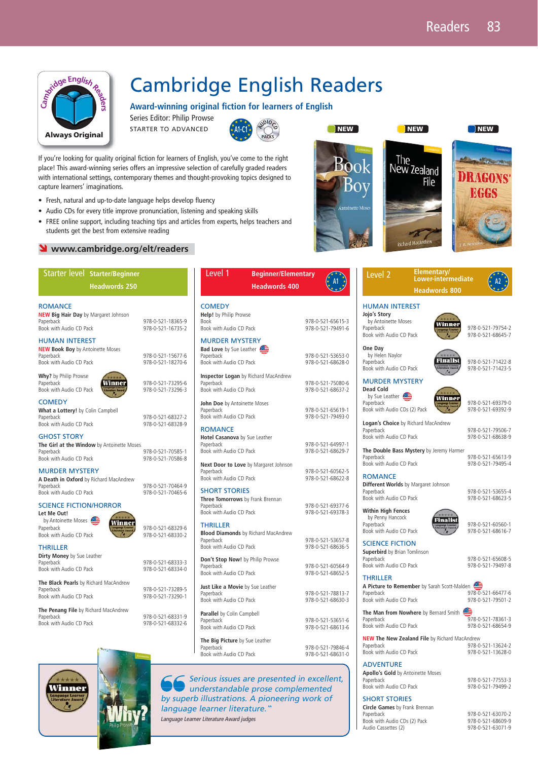# Cambridge English Readers

Always Original

## Award-winning original fiction for learners of English

Series Editor: Philip Prowse

STARTER TO ADVANCED

A1-C1 · AUDIO CD PACKS

NEW · NEW · NEW

If you're looking for quality original fiction for learners of English, you've come to the right place! This award-winning series offers an impressive selection of carefully graded readers with international settings, contemporary themes and thought-provoking topics designed to capture learners' imaginations.

- Fresh, natural and up-to-date language helps develop fluency
- Audio CDs for every title improve pronunciation, listening and speaking skills
- FREE online support, including teaching tips and articles from experts, helps teachers and students get the best from extensive reading

**www.cambridge.org/elt/readers**

## Starter level — Starter/Beginner — Headwords 250

### ROMANCE

**NEW Big Hair Day** by Margaret Johnson
Paperback 978-0-521-18365-9
Book with Audio CD Pack 978-0-521-16735-2

### HUMAN INTEREST

**NEW Book Boy** by Antoinette Moses
Paperback 978-0-521-15677-6
Book with Audio CD Pack 978-0-521-18270-6

**Why?** by Philip Prowse (Winner)
Paperback 978-0-521-73295-6
Book with Audio CD Pack 978-0-521-73296-3

### COMEDY

**What a Lottery!** by Colin Campbell
Paperback 978-0-521-68327-2
Book with Audio CD Pack 978-0-521-68328-9

### GHOST STORY

**The Girl at the Window** by Antoinette Moses
Paperback 978-0-521-70585-1
Book with Audio CD Pack 978-0-521-70586-8

### MURDER MYSTERY

**A Death in Oxford** by Richard MacAndrew
Paperback 978-0-521-70464-9
Book with Audio CD Pack 978-0-521-70465-6

### SCIENCE FICTION/HORROR

**Let Me Out!** by Antoinette Moses (Winner)
Paperback 978-0-521-68329-6
Book with Audio CD Pack 978-0-521-68330-2

### THRILLER

**Dirty Money** by Sue Leather
Paperback 978-0-521-68333-3
Book with Audio CD Pack 978-0-521-68334-0

**The Black Pearls** by Richard MacAndrew
Paperback 978-0-521-73289-5
Book with Audio CD Pack 978-0-521-73290-1

**The Penang File** by Richard MacAndrew
Paperback 978-0-521-68331-9
Book with Audio CD Pack 978-0-521-68332-6

## Level 1 — Beginner/Elementary — Headwords 400 — A1

### COMEDY

**Help!** by Philip Prowse
Book 978-0-521-65615-3
Book with Audio CD Pack 978-0-521-79491-6

### MURDER MYSTERY

**Bad Love** by Sue Leather
Paperback 978-0-521-53653-0
Book with Audio CD Pack 978-0-521-68628-0

**Inspector Logan** by Richard MacAndrew
Paperback 978-0-521-75080-6
Book with Audio CD Pack 978-0-521-68637-2

**John Doe** by Antoinette Moses
Paperback 978-0-521-65619-1
Book with Audio CD Pack 978-0-521-79493-0

### ROMANCE

**Hotel Casanova** by Sue Leather
Paperback 978-0-521-64997-1
Book with Audio CD Pack 978-0-521-68629-7

**Next Door to Love** by Margaret Johnson
Paperback 978-0-521-60562-5
Book with Audio CD Pack 978-0-521-68622-8

### SHORT STORIES

**Three Tomorrows** by Frank Brennan
Paperback 978-0-521-69377-6
Book with Audio CD Pack 978-0-521-69378-3

### THRILLER

**Blood Diamonds** by Richard MacAndrew
Paperback 978-0-521-53657-8
Book with Audio CD Pack 978-0-521-68636-5

**Don't Stop Now!** by Philip Prowse
Paperback 978-0-521-60564-9
Book with Audio CD Pack 978-0-521-68652-5

**Just Like a Movie** by Sue Leather
Paperback 978-0-521-78813-7
Book with Audio CD Pack 978-0-521-68630-3

**Parallel** by Colin Campbell
Paperback 978-0-521-53651-6
Book with Audio CD Pack 978-0-521-68613-6

**The Big Picture** by Sue Leather
Paperback 978-0-521-79846-4
Book with Audio CD Pack 978-0-521-68631-0

## Level 2 — Elementary/Lower-intermediate — Headwords 800 — A2

### HUMAN INTEREST

**Jojo's Story** by Antoinette Moses (Winner)
Paperback 978-0-521-79754-2
Book with Audio CD Pack 978-0-521-68645-7

**One Day** by Helen Naylor (Finalist)
Paperback 978-0-521-71422-8
Book with Audio CD Pack 978-0-521-71423-5

### MURDER MYSTERY

**Dead Cold** by Sue Leather (Winner)
Paperback 978-0-521-69379-0
Book with Audio CDs (2) Pack 978-0-521-69392-9

**Logan's Choice** by Richard MacAndrew
Paperback 978-0-521-79506-7
Book with Audio CD Pack 978-0-521-68638-9

**The Double Bass Mystery** by Jeremy Harmer
Paperback 978-0-521-65613-9
Book with Audio CD Pack 978-0-521-79495-4

### ROMANCE

**Different Worlds** by Margaret Johnson
Paperback 978-0-521-53655-4
Book with Audio CD Pack 978-0-521-68623-5

**Within High Fences** by Penny Hancock (Finalist)
Paperback 978-0-521-60560-1
Book with Audio CD Pack 978-0-521-68616-7

### SCIENCE FICTION

**Superbird** by Brian Tomlinson
Paperback 978-0-521-65608-5
Book with Audio CD Pack 978-0-521-79497-8

### THRILLER

**A Picture to Remember** by Sarah Scott-Malden
Paperback 978-0-521-66477-6
Book with Audio CD Pack 978-0-521-79501-2

**The Man from Nowhere** by Bernard Smith
Paperback 978-0-521-78361-3
Book with Audio CD Pack 978-0-521-68654-9

**NEW The New Zealand File** by Richard MacAndrew
Paperback 978-0-521-13624-2
Book with Audio CD Pack 978-0-521-13628-0

### ADVENTURE

**Apollo's Gold** by Antoinette Moses
Paperback 978-0-521-77553-3
Book with Audio CD Pack 978-0-521-79499-2

### SHORT STORIES

**Circle Games** by Frank Brennan
Paperback 978-0-521-63070-2
Book with Audio CDs (2) Pack 978-0-521-68609-9
Audio Cassettes (2) 978-0-521-63071-9

---

*Serious issues are presented in excellent, understandable prose complemented by superb illustrations. A pioneering work of language learner literature.*

*Language Learner Literature Award judges*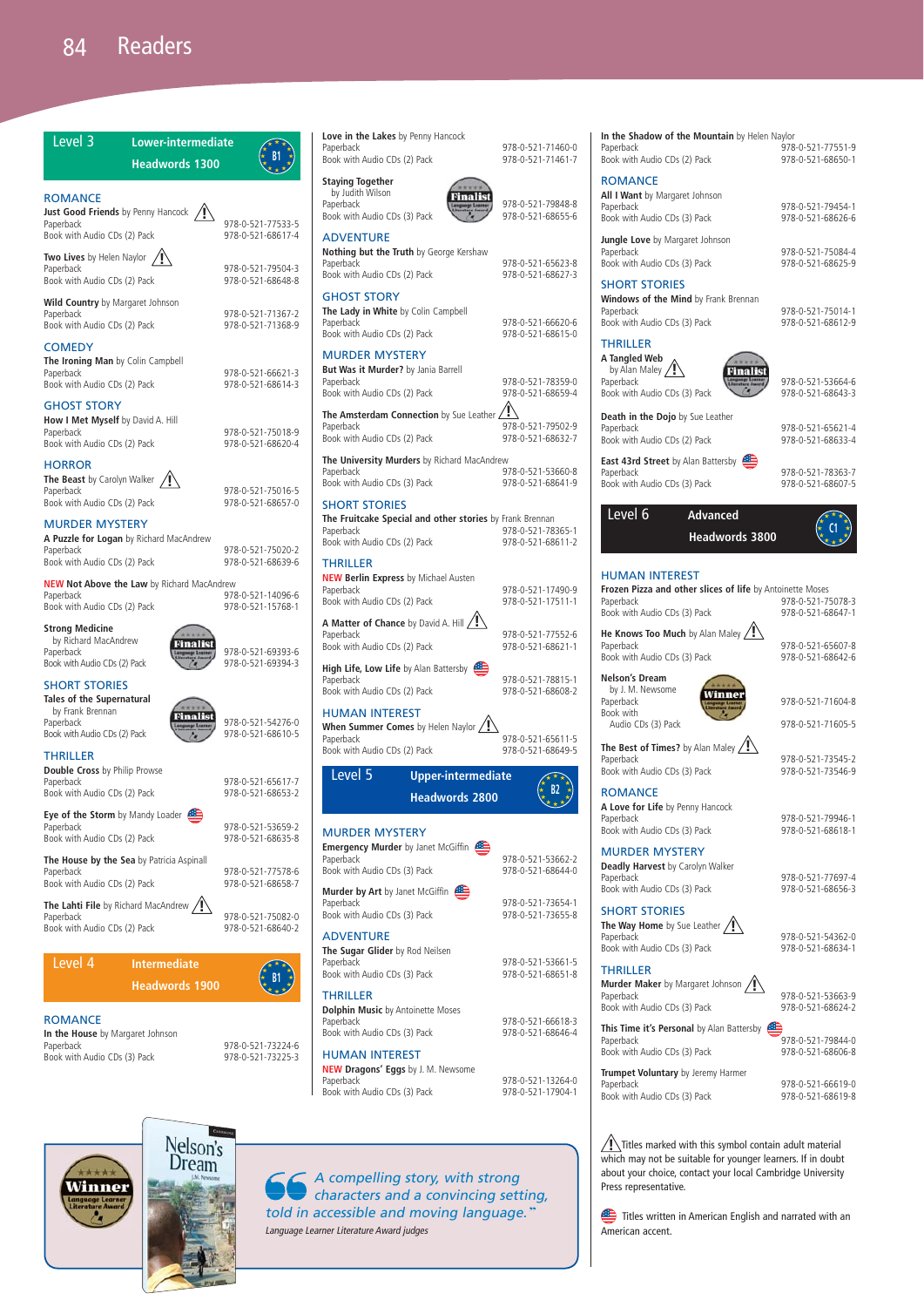# Readers

## Level 3 Lower-intermediate Headwords 1300 B1

### ROMANCE

**Just Good Friends** by Penny Hancock ⚠
Paperback 978-0-521-77533-5
Book with Audio CDs (2) Pack 978-0-521-68617-4

**Two Lives** by Helen Naylor ⚠
Paperback 978-0-521-79504-3
Book with Audio CDs (2) Pack 978-0-521-68648-8

**Wild Country** by Margaret Johnson
Paperback 978-0-521-71367-2
Book with Audio CDs (2) Pack 978-0-521-71368-9

### COMEDY

**The Ironing Man** by Colin Campbell
Paperback 978-0-521-66621-3
Book with Audio CDs (2) Pack 978-0-521-68614-3

### GHOST STORY

**How I Met Myself** by David A. Hill
Paperback 978-0-521-75018-9
Book with Audio CDs (2) Pack 978-0-521-68620-4

### HORROR

**The Beast** by Carolyn Walker ⚠
Paperback 978-0-521-75016-5
Book with Audio CDs (2) Pack 978-0-521-68657-0

### MURDER MYSTERY

**A Puzzle for Logan** by Richard MacAndrew
Paperback 978-0-521-75020-2
Book with Audio CDs (2) Pack 978-0-521-68639-6

**NEW Not Above the Law** by Richard MacAndrew
Paperback 978-0-521-14096-6
Book with Audio CDs (2) Pack 978-0-521-15768-1

**Strong Medicine** by Richard MacAndrew (Finalist)
Paperback 978-0-521-69393-6
Book with Audio CDs (2) Pack 978-0-521-69394-3

### SHORT STORIES

**Tales of the Supernatural** by Frank Brennan (Finalist)
Paperback 978-0-521-54276-0
Book with Audio CDs (2) Pack 978-0-521-68610-5

### THRILLER

**Double Cross** by Philip Prowse
Paperback 978-0-521-65617-7
Book with Audio CDs (2) Pack 978-0-521-68653-2

**Eye of the Storm** by Mandy Loader (US)
Paperback 978-0-521-53659-2
Book with Audio CDs (2) Pack 978-0-521-68635-8

**The House by the Sea** by Patricia Aspinall
Paperback 978-0-521-77578-6
Book with Audio CDs (2) Pack 978-0-521-68658-7

**The Lahti File** by Richard MacAndrew ⚠
Paperback 978-0-521-75082-0
Book with Audio CDs (2) Pack 978-0-521-68640-2

## Level 4 Intermediate Headwords 1900 B1

### ROMANCE

**In the House** by Margaret Johnson
Paperback 978-0-521-73224-6
Book with Audio CDs (3) Pack 978-0-521-73225-3

**Love in the Lakes** by Penny Hancock
Paperback 978-0-521-71460-0
Book with Audio CDs (2) Pack 978-0-521-71461-7

**Staying Together** by Judith Wilson (Finalist)
Paperback 978-0-521-79848-8
Book with Audio CDs (3) Pack 978-0-521-68655-6

### ADVENTURE

**Nothing but the Truth** by George Kershaw
Paperback 978-0-521-65623-8
Book with Audio CDs (2) Pack 978-0-521-68627-3

### GHOST STORY

**The Lady in White** by Colin Campbell
Paperback 978-0-521-66620-6
Book with Audio CDs (2) Pack 978-0-521-68615-0

### MURDER MYSTERY

**But Was it Murder?** by Jania Barrell
Paperback 978-0-521-78359-0
Book with Audio CDs (2) Pack 978-0-521-68659-4

**The Amsterdam Connection** by Sue Leather ⚠
Paperback 978-0-521-79502-9
Book with Audio CDs (2) Pack 978-0-521-68632-7

**The University Murders** by Richard MacAndrew
Paperback 978-0-521-53660-8
Book with Audio CDs (3) Pack 978-0-521-68641-9

### SHORT STORIES

**The Fruitcake Special and other stories** by Frank Brennan
Paperback 978-0-521-78365-1
Book with Audio CDs (2) Pack 978-0-521-68611-2

### THRILLER

**NEW Berlin Express** by Michael Austen
Paperback 978-0-521-17490-9
Book with Audio CDs (2) Pack 978-0-521-17511-1

**A Matter of Chance** by David A. Hill ⚠
Paperback 978-0-521-77552-6
Book with Audio CDs (2) Pack 978-0-521-68621-1

**High Life, Low Life** by Alan Battersby (US)
Paperback 978-0-521-78815-1
Book with Audio CDs (2) Pack 978-0-521-68608-2

### HUMAN INTEREST

**When Summer Comes** by Helen Naylor ⚠
Paperback 978-0-521-65611-5
Book with Audio CDs (2) Pack 978-0-521-68649-5

## Level 5 Upper-intermediate Headwords 2800 B2

### MURDER MYSTERY

**Emergency Murder** by Janet McGiffin (US)
Paperback 978-0-521-53662-2
Book with Audio CDs (3) Pack 978-0-521-68644-0

**Murder by Art** by Janet McGiffin (US)
Paperback 978-0-521-73654-1
Book with Audio CDs (3) Pack 978-0-521-73655-8

### ADVENTURE

**The Sugar Glider** by Rod Neilsen
Paperback 978-0-521-53661-5
Book with Audio CDs (3) Pack 978-0-521-68651-8

### THRILLER

**Dolphin Music** by Antoinette Moses
Paperback 978-0-521-66618-3
Book with Audio CDs (3) Pack 978-0-521-68646-4

### HUMAN INTEREST

**NEW Dragons' Eggs** by J. M. Newsome
Paperback 978-0-521-13264-0
Book with Audio CDs (3) Pack 978-0-521-17904-1

**In the Shadow of the Mountain** by Helen Naylor
Paperback 978-0-521-77551-9
Book with Audio CDs (2) Pack 978-0-521-68650-1

### ROMANCE

**All I Want** by Margaret Johnson
Paperback 978-0-521-79454-1
Book with Audio CDs (3) Pack 978-0-521-68626-6

**Jungle Love** by Margaret Johnson
Paperback 978-0-521-75084-4
Book with Audio CDs (3) Pack 978-0-521-68625-9

### SHORT STORIES

**Windows of the Mind** by Frank Brennan
Paperback 978-0-521-75014-1
Book with Audio CDs (3) Pack 978-0-521-68612-9

### THRILLER

**A Tangled Web** by Alan Maley ⚠ (Finalist)
Paperback 978-0-521-53664-6
Book with Audio CDs (3) Pack 978-0-521-68643-3

**Death in the Dojo** by Sue Leather
Paperback 978-0-521-65621-4
Book with Audio CDs (2) Pack 978-0-521-68633-4

**East 43rd Street** by Alan Battersby (US)
Paperback 978-0-521-78363-7
Book with Audio CDs (3) Pack 978-0-521-68607-5

## Level 6 Advanced Headwords 3800 C1

### HUMAN INTEREST

**Frozen Pizza and other slices of life** by Antoinette Moses
Paperback 978-0-521-75078-3
Book with Audio CDs (3) Pack 978-0-521-68647-1

**He Knows Too Much** by Alan Maley ⚠
Paperback 978-0-521-65607-8
Book with Audio CDs (3) Pack 978-0-521-68642-6

**Nelson's Dream** by J. M. Newsome (Winner)
Paperback 978-0-521-71604-8
Book with Audio CDs (3) Pack 978-0-521-71605-5

**The Best of Times?** by Alan Maley ⚠
Paperback 978-0-521-73545-2
Book with Audio CDs (3) Pack 978-0-521-73546-9

### ROMANCE

**A Love for Life** by Penny Hancock
Paperback 978-0-521-79946-1
Book with Audio CDs (3) Pack 978-0-521-68618-1

### MURDER MYSTERY

**Deadly Harvest** by Carolyn Walker
Paperback 978-0-521-77697-4
Book with Audio CDs (3) Pack 978-0-521-68656-3

### SHORT STORIES

**The Way Home** by Sue Leather ⚠
Paperback 978-0-521-54362-0
Book with Audio CDs (3) Pack 978-0-521-68634-1

### THRILLER

**Murder Maker** by Margaret Johnson ⚠
Paperback 978-0-521-53663-9
Book with Audio CDs (3) Pack 978-0-521-68624-2

**This Time it's Personal** by Alan Battersby (US)
Paperback 978-0-521-79844-0
Book with Audio CDs (3) Pack 978-0-521-68606-8

**Trumpet Voluntary** by Jeremy Harmer
Paperback 978-0-521-66619-0
Book with Audio CDs (3) Pack 978-0-521-68619-8

---

⚠ Titles marked with this symbol contain adult material which may not be suitable for younger learners. If in doubt about your choice, contact your local Cambridge University Press representative.

(US) Titles written in American English and narrated with an American accent.

---

Winner – Language Learner Literature Award

Nelson's Dream – J.M. Newsome

*"A compelling story, with strong characters and a convincing setting, told in accessible and moving language."*

*Language Learner Literature Award judges*